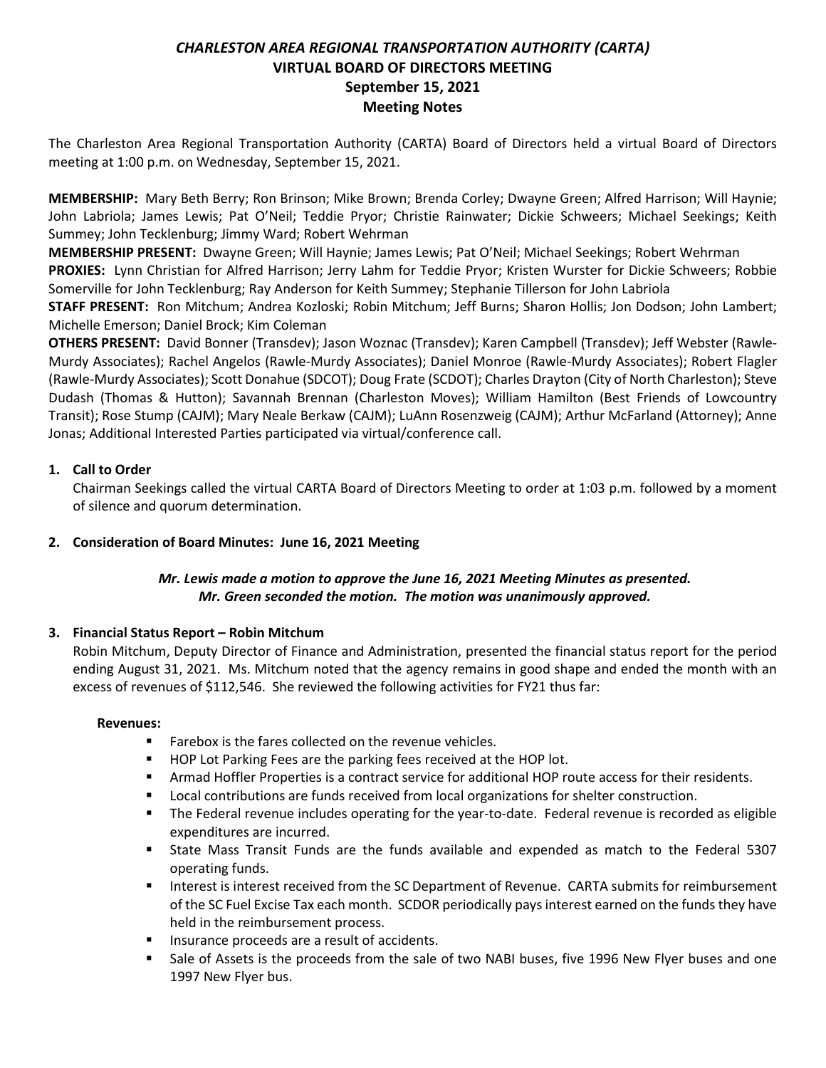# *CHARLESTON AREA REGIONAL TRANSPORTATION AUTHORITY (CARTA)*
## VIRTUAL BOARD OF DIRECTORS MEETING
## September 15, 2021
## Meeting Notes

The Charleston Area Regional Transportation Authority (CARTA) Board of Directors held a virtual Board of Directors meeting at 1:00 p.m. on Wednesday, September 15, 2021.

**MEMBERSHIP:** Mary Beth Berry; Ron Brinson; Mike Brown; Brenda Corley; Dwayne Green; Alfred Harrison; Will Haynie; John Labriola; James Lewis; Pat O'Neil; Teddie Pryor; Christie Rainwater; Dickie Schweers; Michael Seekings; Keith Summey; John Tecklenburg; Jimmy Ward; Robert Wehrman

**MEMBERSHIP PRESENT:** Dwayne Green; Will Haynie; James Lewis; Pat O'Neil; Michael Seekings; Robert Wehrman

**PROXIES:** Lynn Christian for Alfred Harrison; Jerry Lahm for Teddie Pryor; Kristen Wurster for Dickie Schweers; Robbie Somerville for John Tecklenburg; Ray Anderson for Keith Summey; Stephanie Tillerson for John Labriola

**STAFF PRESENT:** Ron Mitchum; Andrea Kozloski; Robin Mitchum; Jeff Burns; Sharon Hollis; Jon Dodson; John Lambert; Michelle Emerson; Daniel Brock; Kim Coleman

**OTHERS PRESENT:** David Bonner (Transdev); Jason Woznac (Transdev); Karen Campbell (Transdev); Jeff Webster (Rawle-Murdy Associates); Rachel Angelos (Rawle-Murdy Associates); Daniel Monroe (Rawle-Murdy Associates); Robert Flagler (Rawle-Murdy Associates); Scott Donahue (SDCOT); Doug Frate (SCDOT); Charles Drayton (City of North Charleston); Steve Dudash (Thomas & Hutton); Savannah Brennan (Charleston Moves); William Hamilton (Best Friends of Lowcountry Transit); Rose Stump (CAJM); Mary Neale Berkaw (CAJM); LuAnn Rosenzweig (CAJM); Arthur McFarland (Attorney); Anne Jonas; Additional Interested Parties participated via virtual/conference call.

1. **Call to Order**

   Chairman Seekings called the virtual CARTA Board of Directors Meeting to order at 1:03 p.m. followed by a moment of silence and quorum determination.

2. **Consideration of Board Minutes: June 16, 2021 Meeting**

   ***Mr. Lewis made a motion to approve the June 16, 2021 Meeting Minutes as presented. Mr. Green seconded the motion. The motion was unanimously approved.***

3. **Financial Status Report – Robin Mitchum**

   Robin Mitchum, Deputy Director of Finance and Administration, presented the financial status report for the period ending August 31, 2021. Ms. Mitchum noted that the agency remains in good shape and ended the month with an excess of revenues of $112,546. She reviewed the following activities for FY21 thus far:

   **Revenues:**

   - Farebox is the fares collected on the revenue vehicles.
   - HOP Lot Parking Fees are the parking fees received at the HOP lot.
   - Armad Hoffler Properties is a contract service for additional HOP route access for their residents.
   - Local contributions are funds received from local organizations for shelter construction.
   - The Federal revenue includes operating for the year-to-date. Federal revenue is recorded as eligible expenditures are incurred.
   - State Mass Transit Funds are the funds available and expended as match to the Federal 5307 operating funds.
   - Interest is interest received from the SC Department of Revenue. CARTA submits for reimbursement of the SC Fuel Excise Tax each month. SCDOR periodically pays interest earned on the funds they have held in the reimbursement process.
   - Insurance proceeds are a result of accidents.
   - Sale of Assets is the proceeds from the sale of two NABI buses, five 1996 New Flyer buses and one 1997 New Flyer bus.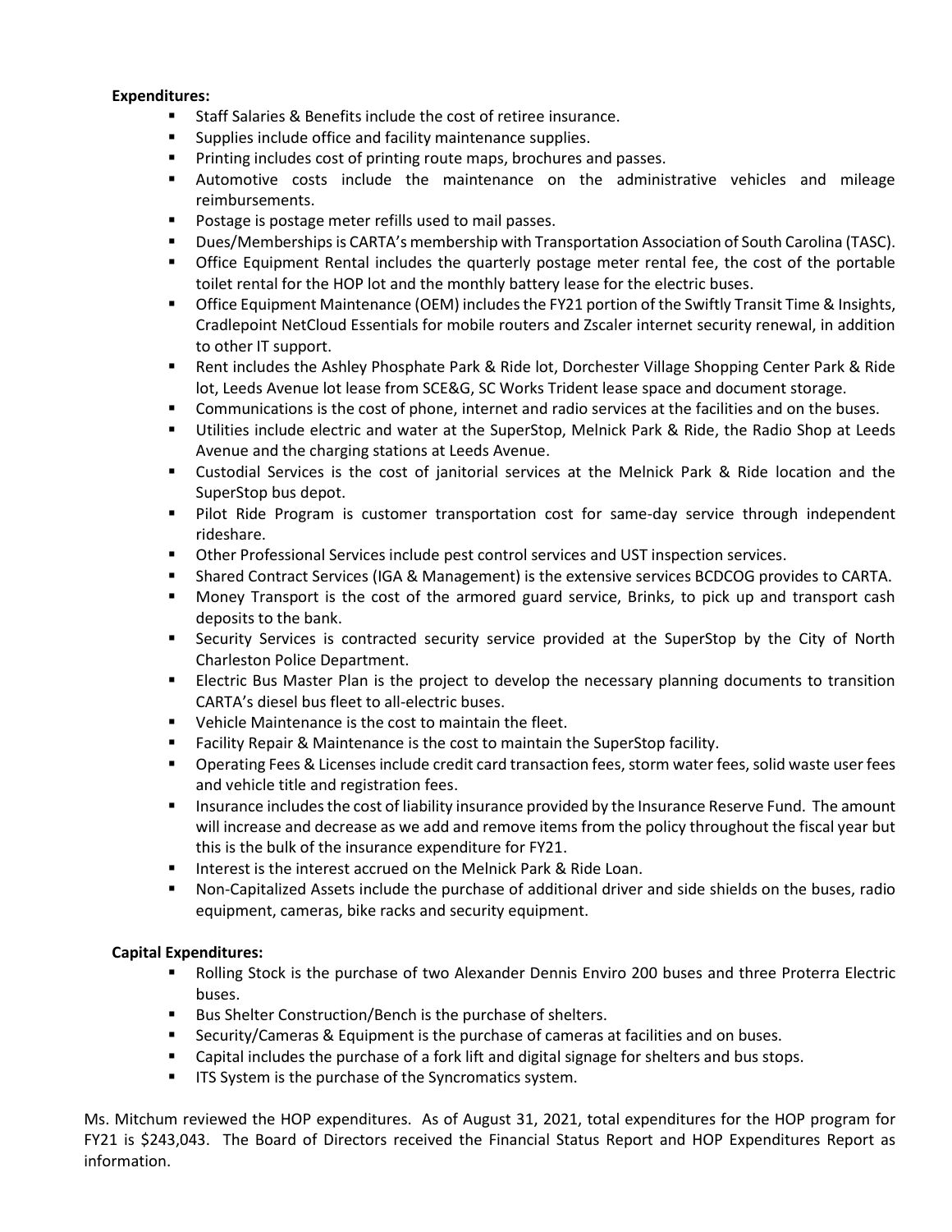**Expenditures:**

- Staff Salaries & Benefits include the cost of retiree insurance.
- Supplies include office and facility maintenance supplies.
- Printing includes cost of printing route maps, brochures and passes.
- Automotive costs include the maintenance on the administrative vehicles and mileage reimbursements.
- Postage is postage meter refills used to mail passes.
- Dues/Memberships is CARTA's membership with Transportation Association of South Carolina (TASC).
- Office Equipment Rental includes the quarterly postage meter rental fee, the cost of the portable toilet rental for the HOP lot and the monthly battery lease for the electric buses.
- Office Equipment Maintenance (OEM) includes the FY21 portion of the Swiftly Transit Time & Insights, Cradlepoint NetCloud Essentials for mobile routers and Zscaler internet security renewal, in addition to other IT support.
- Rent includes the Ashley Phosphate Park & Ride lot, Dorchester Village Shopping Center Park & Ride lot, Leeds Avenue lot lease from SCE&G, SC Works Trident lease space and document storage.
- Communications is the cost of phone, internet and radio services at the facilities and on the buses.
- Utilities include electric and water at the SuperStop, Melnick Park & Ride, the Radio Shop at Leeds Avenue and the charging stations at Leeds Avenue.
- Custodial Services is the cost of janitorial services at the Melnick Park & Ride location and the SuperStop bus depot.
- Pilot Ride Program is customer transportation cost for same-day service through independent rideshare.
- Other Professional Services include pest control services and UST inspection services.
- Shared Contract Services (IGA & Management) is the extensive services BCDCOG provides to CARTA.
- Money Transport is the cost of the armored guard service, Brinks, to pick up and transport cash deposits to the bank.
- Security Services is contracted security service provided at the SuperStop by the City of North Charleston Police Department.
- Electric Bus Master Plan is the project to develop the necessary planning documents to transition CARTA's diesel bus fleet to all-electric buses.
- Vehicle Maintenance is the cost to maintain the fleet.
- Facility Repair & Maintenance is the cost to maintain the SuperStop facility.
- Operating Fees & Licenses include credit card transaction fees, storm water fees, solid waste user fees and vehicle title and registration fees.
- Insurance includes the cost of liability insurance provided by the Insurance Reserve Fund. The amount will increase and decrease as we add and remove items from the policy throughout the fiscal year but this is the bulk of the insurance expenditure for FY21.
- Interest is the interest accrued on the Melnick Park & Ride Loan.
- Non-Capitalized Assets include the purchase of additional driver and side shields on the buses, radio equipment, cameras, bike racks and security equipment.

**Capital Expenditures:**

- Rolling Stock is the purchase of two Alexander Dennis Enviro 200 buses and three Proterra Electric buses.
- Bus Shelter Construction/Bench is the purchase of shelters.
- Security/Cameras & Equipment is the purchase of cameras at facilities and on buses.
- Capital includes the purchase of a fork lift and digital signage for shelters and bus stops.
- ITS System is the purchase of the Syncromatics system.

Ms. Mitchum reviewed the HOP expenditures. As of August 31, 2021, total expenditures for the HOP program for FY21 is $243,043. The Board of Directors received the Financial Status Report and HOP Expenditures Report as information.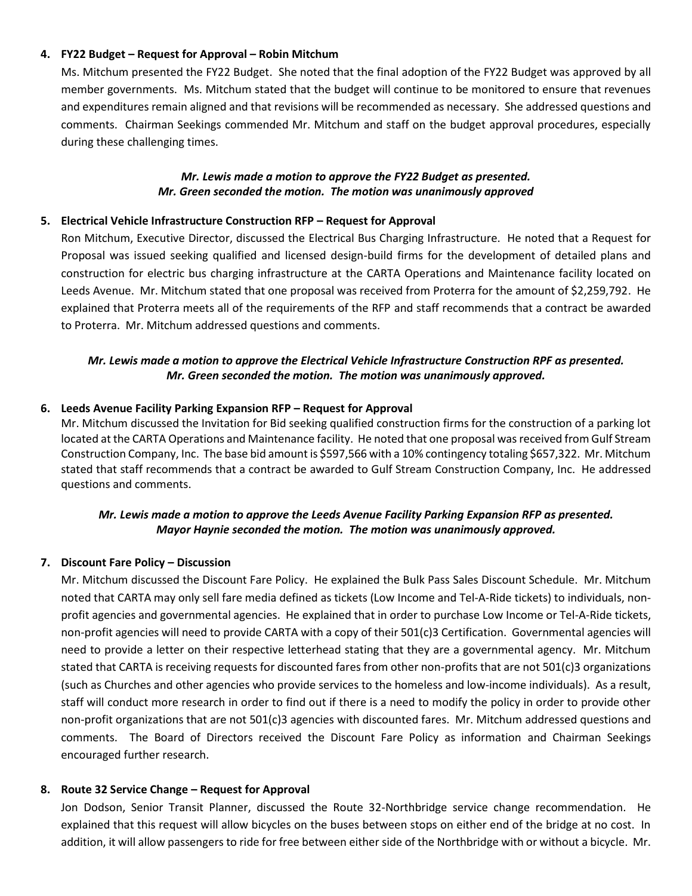4. **FY22 Budget – Request for Approval – Robin Mitchum**

   Ms. Mitchum presented the FY22 Budget. She noted that the final adoption of the FY22 Budget was approved by all member governments. Ms. Mitchum stated that the budget will continue to be monitored to ensure that revenues and expenditures remain aligned and that revisions will be recommended as necessary. She addressed questions and comments. Chairman Seekings commended Mr. Mitchum and staff on the budget approval procedures, especially during these challenging times.

   ***Mr. Lewis made a motion to approve the FY22 Budget as presented. Mr. Green seconded the motion. The motion was unanimously approved***

5. **Electrical Vehicle Infrastructure Construction RFP – Request for Approval**

   Ron Mitchum, Executive Director, discussed the Electrical Bus Charging Infrastructure. He noted that a Request for Proposal was issued seeking qualified and licensed design-build firms for the development of detailed plans and construction for electric bus charging infrastructure at the CARTA Operations and Maintenance facility located on Leeds Avenue. Mr. Mitchum stated that one proposal was received from Proterra for the amount of $2,259,792. He explained that Proterra meets all of the requirements of the RFP and staff recommends that a contract be awarded to Proterra. Mr. Mitchum addressed questions and comments.

   ***Mr. Lewis made a motion to approve the Electrical Vehicle Infrastructure Construction RPF as presented. Mr. Green seconded the motion. The motion was unanimously approved.***

6. **Leeds Avenue Facility Parking Expansion RFP – Request for Approval**

   Mr. Mitchum discussed the Invitation for Bid seeking qualified construction firms for the construction of a parking lot located at the CARTA Operations and Maintenance facility. He noted that one proposal was received from Gulf Stream Construction Company, Inc. The base bid amount is $597,566 with a 10% contingency totaling $657,322. Mr. Mitchum stated that staff recommends that a contract be awarded to Gulf Stream Construction Company, Inc. He addressed questions and comments.

   ***Mr. Lewis made a motion to approve the Leeds Avenue Facility Parking Expansion RFP as presented. Mayor Haynie seconded the motion. The motion was unanimously approved.***

7. **Discount Fare Policy – Discussion**

   Mr. Mitchum discussed the Discount Fare Policy. He explained the Bulk Pass Sales Discount Schedule. Mr. Mitchum noted that CARTA may only sell fare media defined as tickets (Low Income and Tel-A-Ride tickets) to individuals, non-profit agencies and governmental agencies. He explained that in order to purchase Low Income or Tel-A-Ride tickets, non-profit agencies will need to provide CARTA with a copy of their 501(c)3 Certification. Governmental agencies will need to provide a letter on their respective letterhead stating that they are a governmental agency. Mr. Mitchum stated that CARTA is receiving requests for discounted fares from other non-profits that are not 501(c)3 organizations (such as Churches and other agencies who provide services to the homeless and low-income individuals). As a result, staff will conduct more research in order to find out if there is a need to modify the policy in order to provide other non-profit organizations that are not 501(c)3 agencies with discounted fares. Mr. Mitchum addressed questions and comments. The Board of Directors received the Discount Fare Policy as information and Chairman Seekings encouraged further research.

8. **Route 32 Service Change – Request for Approval**

   Jon Dodson, Senior Transit Planner, discussed the Route 32-Northbridge service change recommendation. He explained that this request will allow bicycles on the buses between stops on either end of the bridge at no cost. In addition, it will allow passengers to ride for free between either side of the Northbridge with or without a bicycle. Mr.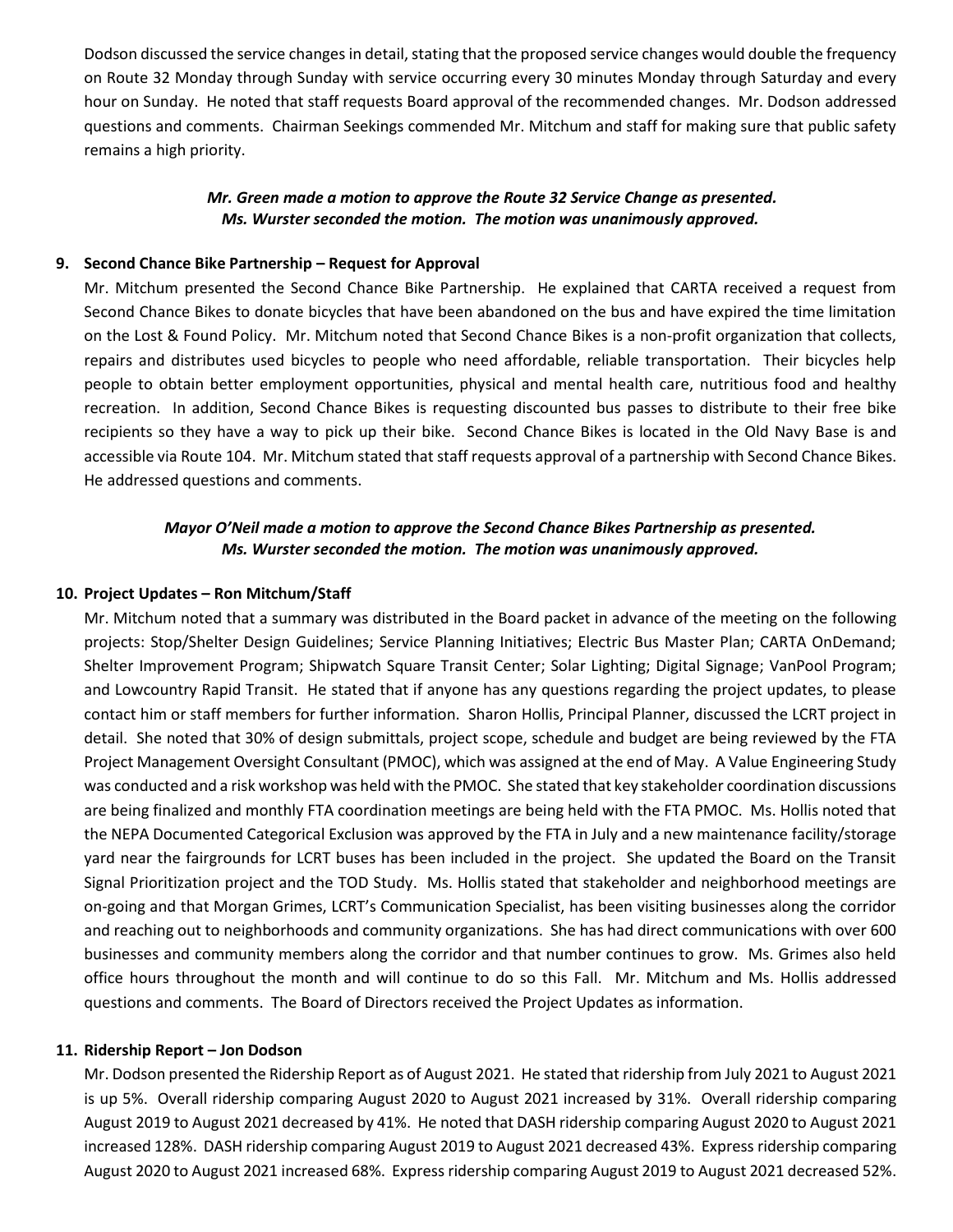Dodson discussed the service changes in detail, stating that the proposed service changes would double the frequency on Route 32 Monday through Sunday with service occurring every 30 minutes Monday through Saturday and every hour on Sunday. He noted that staff requests Board approval of the recommended changes. Mr. Dodson addressed questions and comments. Chairman Seekings commended Mr. Mitchum and staff for making sure that public safety remains a high priority.

***Mr. Green made a motion to approve the Route 32 Service Change as presented. Ms. Wurster seconded the motion. The motion was unanimously approved.***

**9. Second Chance Bike Partnership – Request for Approval**

Mr. Mitchum presented the Second Chance Bike Partnership. He explained that CARTA received a request from Second Chance Bikes to donate bicycles that have been abandoned on the bus and have expired the time limitation on the Lost & Found Policy. Mr. Mitchum noted that Second Chance Bikes is a non-profit organization that collects, repairs and distributes used bicycles to people who need affordable, reliable transportation. Their bicycles help people to obtain better employment opportunities, physical and mental health care, nutritious food and healthy recreation. In addition, Second Chance Bikes is requesting discounted bus passes to distribute to their free bike recipients so they have a way to pick up their bike. Second Chance Bikes is located in the Old Navy Base is and accessible via Route 104. Mr. Mitchum stated that staff requests approval of a partnership with Second Chance Bikes. He addressed questions and comments.

***Mayor O'Neil made a motion to approve the Second Chance Bikes Partnership as presented. Ms. Wurster seconded the motion. The motion was unanimously approved.***

**10. Project Updates – Ron Mitchum/Staff**

Mr. Mitchum noted that a summary was distributed in the Board packet in advance of the meeting on the following projects: Stop/Shelter Design Guidelines; Service Planning Initiatives; Electric Bus Master Plan; CARTA OnDemand; Shelter Improvement Program; Shipwatch Square Transit Center; Solar Lighting; Digital Signage; VanPool Program; and Lowcountry Rapid Transit. He stated that if anyone has any questions regarding the project updates, to please contact him or staff members for further information. Sharon Hollis, Principal Planner, discussed the LCRT project in detail. She noted that 30% of design submittals, project scope, schedule and budget are being reviewed by the FTA Project Management Oversight Consultant (PMOC), which was assigned at the end of May. A Value Engineering Study was conducted and a risk workshop was held with the PMOC. She stated that key stakeholder coordination discussions are being finalized and monthly FTA coordination meetings are being held with the FTA PMOC. Ms. Hollis noted that the NEPA Documented Categorical Exclusion was approved by the FTA in July and a new maintenance facility/storage yard near the fairgrounds for LCRT buses has been included in the project. She updated the Board on the Transit Signal Prioritization project and the TOD Study. Ms. Hollis stated that stakeholder and neighborhood meetings are on-going and that Morgan Grimes, LCRT's Communication Specialist, has been visiting businesses along the corridor and reaching out to neighborhoods and community organizations. She has had direct communications with over 600 businesses and community members along the corridor and that number continues to grow. Ms. Grimes also held office hours throughout the month and will continue to do so this Fall. Mr. Mitchum and Ms. Hollis addressed questions and comments. The Board of Directors received the Project Updates as information.

**11. Ridership Report – Jon Dodson**

Mr. Dodson presented the Ridership Report as of August 2021. He stated that ridership from July 2021 to August 2021 is up 5%. Overall ridership comparing August 2020 to August 2021 increased by 31%. Overall ridership comparing August 2019 to August 2021 decreased by 41%. He noted that DASH ridership comparing August 2020 to August 2021 increased 128%. DASH ridership comparing August 2019 to August 2021 decreased 43%. Express ridership comparing August 2020 to August 2021 increased 68%. Express ridership comparing August 2019 to August 2021 decreased 52%.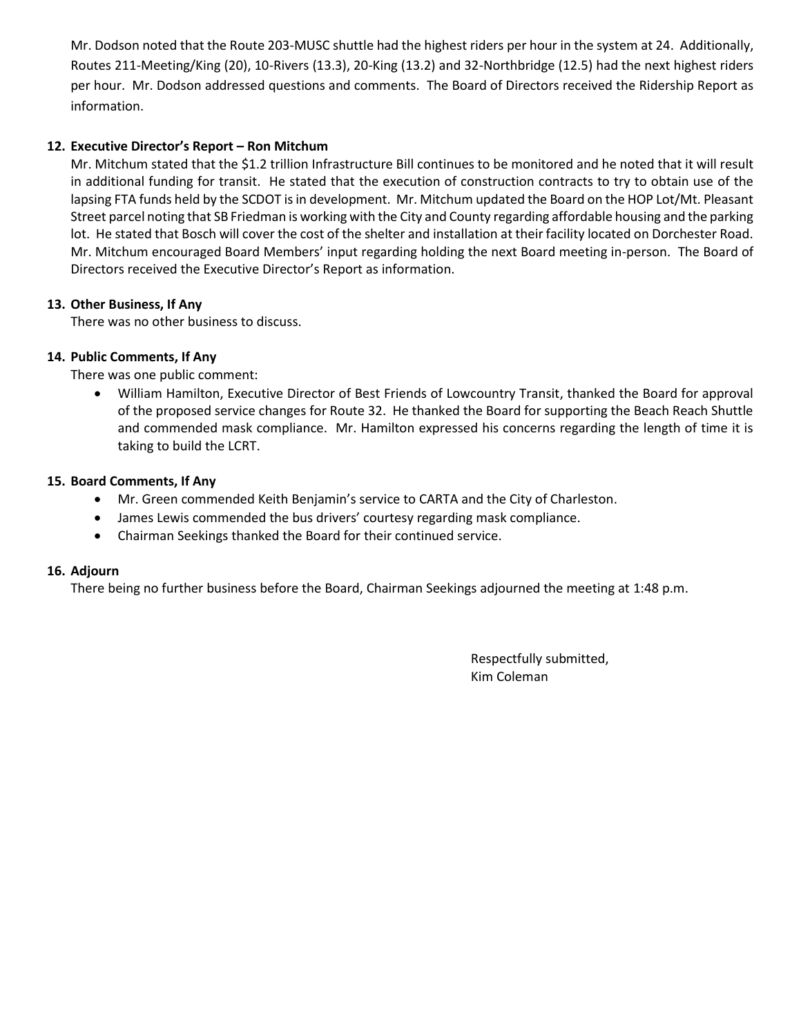Mr. Dodson noted that the Route 203-MUSC shuttle had the highest riders per hour in the system at 24. Additionally, Routes 211-Meeting/King (20), 10-Rivers (13.3), 20-King (13.2) and 32-Northbridge (12.5) had the next highest riders per hour. Mr. Dodson addressed questions and comments. The Board of Directors received the Ridership Report as information.

**12. Executive Director's Report – Ron Mitchum**

Mr. Mitchum stated that the $1.2 trillion Infrastructure Bill continues to be monitored and he noted that it will result in additional funding for transit. He stated that the execution of construction contracts to try to obtain use of the lapsing FTA funds held by the SCDOT is in development. Mr. Mitchum updated the Board on the HOP Lot/Mt. Pleasant Street parcel noting that SB Friedman is working with the City and County regarding affordable housing and the parking lot. He stated that Bosch will cover the cost of the shelter and installation at their facility located on Dorchester Road. Mr. Mitchum encouraged Board Members' input regarding holding the next Board meeting in-person. The Board of Directors received the Executive Director's Report as information.

**13. Other Business, If Any**

There was no other business to discuss.

**14. Public Comments, If Any**

There was one public comment:

- William Hamilton, Executive Director of Best Friends of Lowcountry Transit, thanked the Board for approval of the proposed service changes for Route 32. He thanked the Board for supporting the Beach Reach Shuttle and commended mask compliance. Mr. Hamilton expressed his concerns regarding the length of time it is taking to build the LCRT.

**15. Board Comments, If Any**

- Mr. Green commended Keith Benjamin's service to CARTA and the City of Charleston.
- James Lewis commended the bus drivers' courtesy regarding mask compliance.
- Chairman Seekings thanked the Board for their continued service.

**16. Adjourn**

There being no further business before the Board, Chairman Seekings adjourned the meeting at 1:48 p.m.

Respectfully submitted,
Kim Coleman